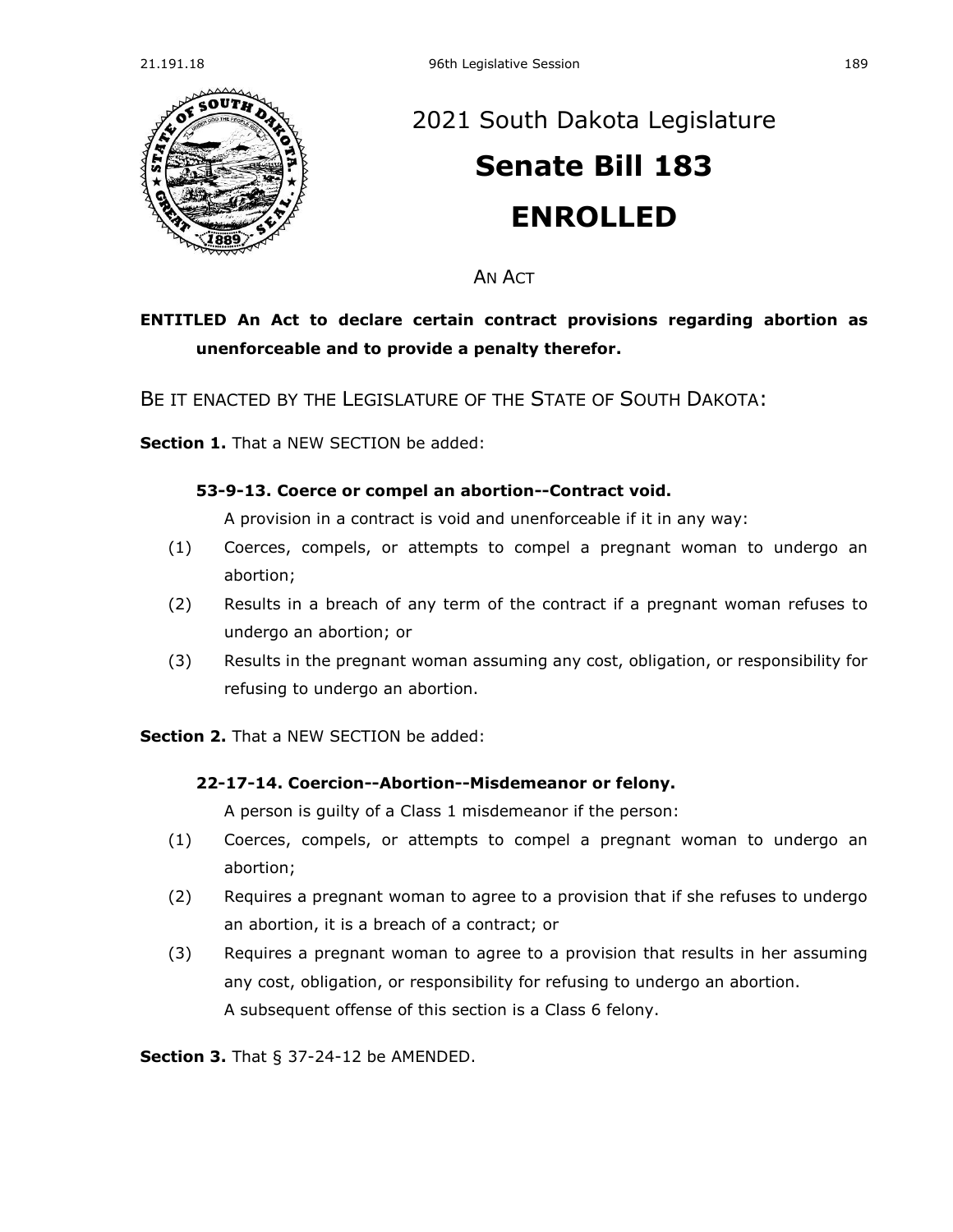# 2021 South Dakota Legislature

# Senate Bill 183

# ENROLLED

AN ACT

**ENTITLED An Act to declare certain contract provisions regarding abortion as unenforceable and to provide a penalty therefor.**

BE IT ENACTED BY THE LEGISLATURE OF THE STATE OF SOUTH DAKOTA:

**Section 1.** That a NEW SECTION be added:

**53-9-13. Coerce or compel an abortion--Contract void.**

A provision in a contract is void and unenforceable if it in any way:

(1) Coerces, compels, or attempts to compel a pregnant woman to undergo an abortion;

(2) Results in a breach of any term of the contract if a pregnant woman refuses to undergo an abortion; or

(3) Results in the pregnant woman assuming any cost, obligation, or responsibility for refusing to undergo an abortion.

**Section 2.** That a NEW SECTION be added:

**22-17-14. Coercion--Abortion--Misdemeanor or felony.**

A person is guilty of a Class 1 misdemeanor if the person:

(1) Coerces, compels, or attempts to compel a pregnant woman to undergo an abortion;

(2) Requires a pregnant woman to agree to a provision that if she refuses to undergo an abortion, it is a breach of a contract; or

(3) Requires a pregnant woman to agree to a provision that results in her assuming any cost, obligation, or responsibility for refusing to undergo an abortion.

A subsequent offense of this section is a Class 6 felony.

**Section 3.** That § 37-24-12 be AMENDED.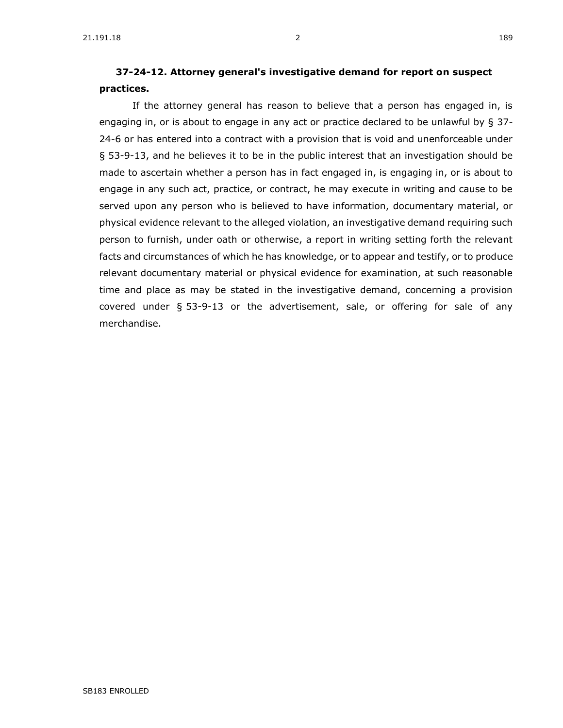**37-24-12. Attorney general's investigative demand for report on suspect practices.**

If the attorney general has reason to believe that a person has engaged in, is engaging in, or is about to engage in any act or practice declared to be unlawful by § 37-24-6 or has entered into a contract with a provision that is void and unenforceable under § 53-9-13, and he believes it to be in the public interest that an investigation should be made to ascertain whether a person has in fact engaged in, is engaging in, or is about to engage in any such act, practice, or contract, he may execute in writing and cause to be served upon any person who is believed to have information, documentary material, or physical evidence relevant to the alleged violation, an investigative demand requiring such person to furnish, under oath or otherwise, a report in writing setting forth the relevant facts and circumstances of which he has knowledge, or to appear and testify, or to produce relevant documentary material or physical evidence for examination, at such reasonable time and place as may be stated in the investigative demand, concerning a provision covered under § 53-9-13 or the advertisement, sale, or offering for sale of any merchandise.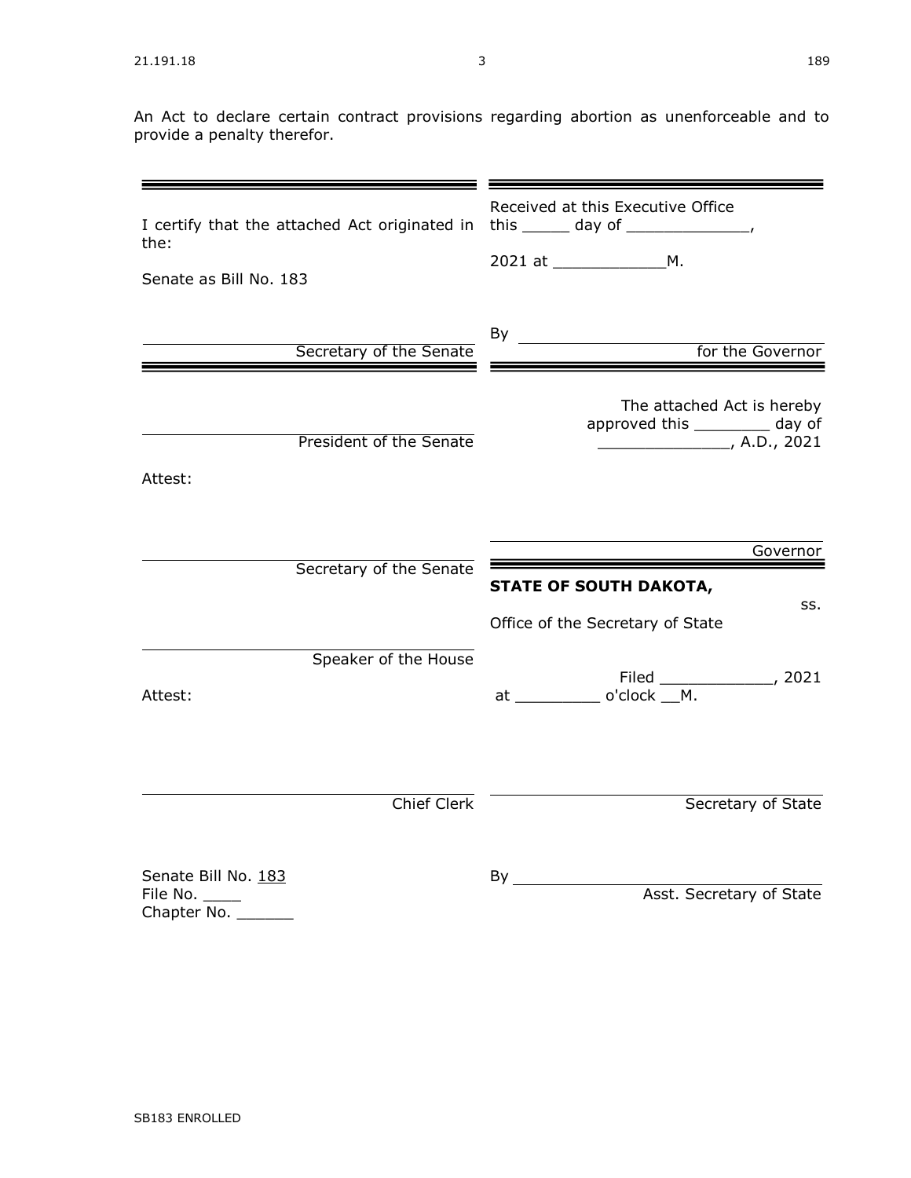An Act to declare certain contract provisions regarding abortion as unenforceable and to provide a penalty therefor.

---

I certify that the attached Act originated in the:

Senate as Bill No. 183

______________________
Secretary of the Senate

______________________
President of the Senate

Attest:

______________________
Secretary of the Senate

______________________
Speaker of the House

Attest:

______________________
Chief Clerk

Senate Bill No. 183
File No. ____
Chapter No. ______

---

Received at this Executive Office this _____ day of _____________,

2021 at ____________M.

By ______________________
for the Governor

The attached Act is hereby approved this ________ day of ______________, A.D., 2021

______________________
Governor

**STATE OF SOUTH DAKOTA,**

ss.

Office of the Secretary of State

Filed ____________, 2021
at _________ o'clock __M.

______________________
Secretary of State

By ______________________
Asst. Secretary of State

SB183 ENROLLED